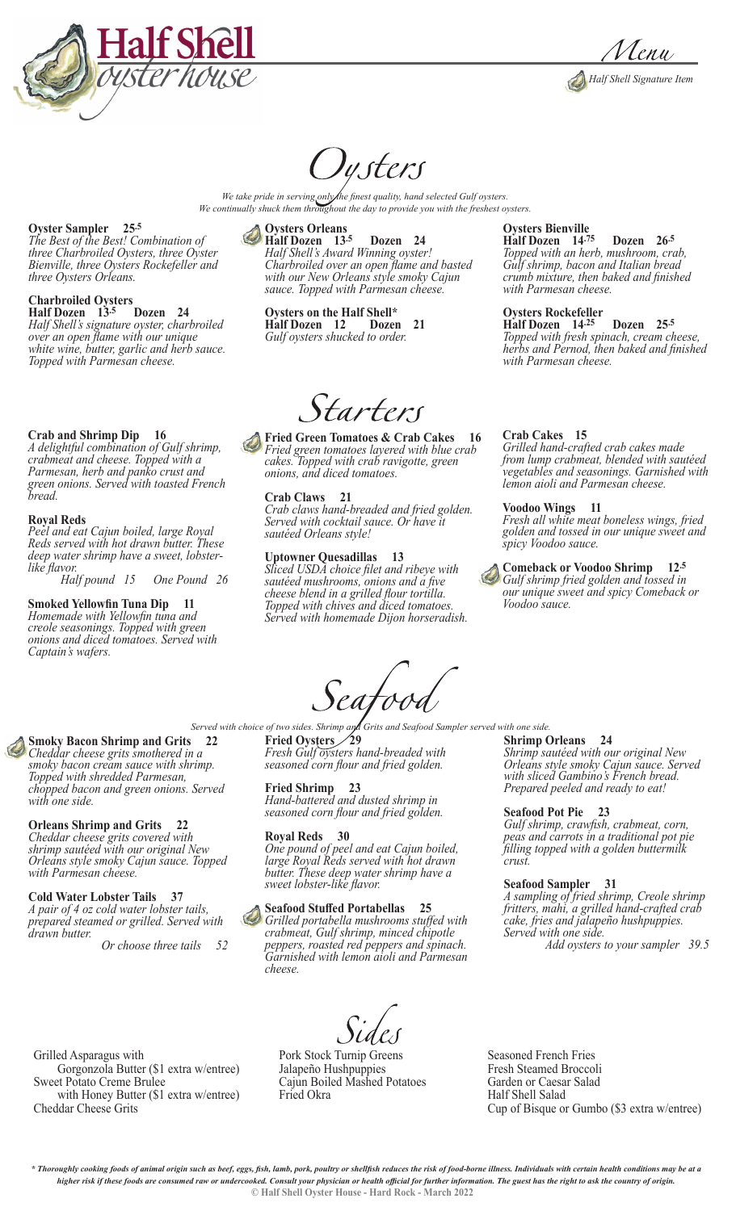# Half Shell Oyster House

Menu

Half Shell Signature Item

## Oysters

*We take pride in serving only the finest quality, hand selected Gulf oysters.*
*We continually shuck them throughout the day to provide you with the freshest oysters.*

**Oyster Sampler 25.5**
*The Best of the Best! Combination of three Charbroiled Oysters, three Oyster Bienville, three Oysters Rockefeller and three Oysters Orleans.*

**Charbroiled Oysters**
**Half Dozen 13.5 Dozen 24**
*Half Shell's signature oyster, charbroiled over an open flame with our unique white wine, butter, garlic and herb sauce. Topped with Parmesan cheese.*

**Oysters Orleans**
**Half Dozen 13.5 Dozen 24**
*Half Shell's Award Winning oyster! Charbroiled over an open flame and basted with our New Orleans style smoky Cajun sauce. Topped with Parmesan cheese.*

**Oysters on the Half Shell***
**Half Dozen 12 Dozen 21**
*Gulf oysters shucked to order.*

**Oysters Bienville**
**Half Dozen 14.75 Dozen 26.5**
*Topped with an herb, mushroom, crab, Gulf shrimp, bacon and Italian bread crumb mixture, then baked and finished with Parmesan cheese.*

**Oysters Rockefeller**
**Half Dozen 14.25 Dozen 25.5**
*Topped with fresh spinach, cream cheese, herbs and Pernod, then baked and finished with Parmesan cheese.*

## Starters

**Crab and Shrimp Dip 16**
*A delightful combination of Gulf shrimp, crabmeat and cheese. Topped with a Parmesan, herb and panko crust and green onions. Served with toasted French bread.*

**Royal Reds**
*Peel and eat Cajun boiled, large Royal Reds served with hot drawn butter. These deep water shrimp have a sweet, lobster-like flavor.*
*Half pound 15 One Pound 26*

**Smoked Yellowfin Tuna Dip 11**
*Homemade with Yellowfin tuna and creole seasonings. Topped with green onions and diced tomatoes. Served with Captain's wafers.*

**Fried Green Tomatoes & Crab Cakes 16**
*Fried green tomatoes layered with blue crab cakes. Topped with crab ravigotte, green onions, and diced tomatoes.*

**Crab Claws 21**
*Crab claws hand-breaded and fried golden. Served with cocktail sauce. Or have it sautéed Orleans style!*

**Uptowner Quesadillas 13**
*Sliced USDA choice filet and ribeye with sautéed mushrooms, onions and a five cheese blend in a grilled flour tortilla. Topped with chives and diced tomatoes. Served with homemade Dijon horseradish.*

**Crab Cakes 15**
*Grilled hand-crafted crab cakes made from lump crabmeat, blended with sautéed vegetables and seasonings. Garnished with lemon aioli and Parmesan cheese.*

**Voodoo Wings 11**
*Fresh all white meat boneless wings, fried golden and tossed in our unique sweet and spicy Voodoo sauce.*

**Comeback or Voodoo Shrimp 12.5**
*Gulf shrimp fried golden and tossed in our unique sweet and spicy Comeback or Voodoo sauce.*

## Seafood

*Served with choice of two sides. Shrimp and Grits and Seafood Sampler served with one side.*

**Smoky Bacon Shrimp and Grits 22**
*Cheddar cheese grits smothered in a smoky bacon cream sauce with shrimp. Topped with shredded Parmesan, chopped bacon and green onions. Served with one side.*

**Orleans Shrimp and Grits 22**
*Cheddar cheese grits covered with shrimp sautéed with our original New Orleans style smoky Cajun sauce. Topped with Parmesan cheese.*

**Cold Water Lobster Tails 37**
*A pair of 4 oz cold water lobster tails, prepared steamed or grilled. Served with drawn butter.*
*Or choose three tails 52*

**Fried Oysters 29**
*Fresh Gulf oysters hand-breaded with seasoned corn flour and fried golden.*

**Fried Shrimp 23**
*Hand-battered and dusted shrimp in seasoned corn flour and fried golden.*

**Royal Reds 30**
*One pound of peel and eat Cajun boiled, large Royal Reds served with hot drawn butter. These deep water shrimp have a sweet lobster-like flavor.*

**Seafood Stuffed Portabellas 25**
*Grilled portabella mushrooms stuffed with crabmeat, Gulf shrimp, minced chipotle peppers, roasted red peppers and spinach. Garnished with lemon aioli and Parmesan cheese.*

**Shrimp Orleans 24**
*Shrimp sautéed with our original New Orleans style smoky Cajun sauce. Served with sliced Gambino's French bread. Prepared peeled and ready to eat!*

**Seafood Pot Pie 23**
*Gulf shrimp, crawfish, crabmeat, corn, peas and carrots in a traditional pot pie filling topped with a golden buttermilk crust.*

**Seafood Sampler 31**
*A sampling of fried shrimp, Creole shrimp fritters, mahi, a grilled hand-crafted crab cake, fries and jalapeño hushpuppies. Served with one side.*
*Add oysters to your sampler 39.5*

## Sides

Grilled Asparagus with Gorgonzola Butter ($1 extra w/entree)
Sweet Potato Creme Brulee with Honey Butter ($1 extra w/entree)
Cheddar Cheese Grits
Pork Stock Turnip Greens
Jalapeño Hushpuppies
Cajun Boiled Mashed Potatoes
Fried Okra
Seasoned French Fries
Fresh Steamed Broccoli
Garden or Caesar Salad
Half Shell Salad
Cup of Bisque or Gumbo ($3 extra w/entree)

*\* Thoroughly cooking foods of animal origin such as beef, eggs, fish, lamb, pork, poultry or shellfish reduces the risk of food-borne illness. Individuals with certain health conditions may be at a higher risk if these foods are consumed raw or undercooked. Consult your physician or health official for further information. The guest has the right to ask the country of origin.*

**© Half Shell Oyster House - Hard Rock - March 2022**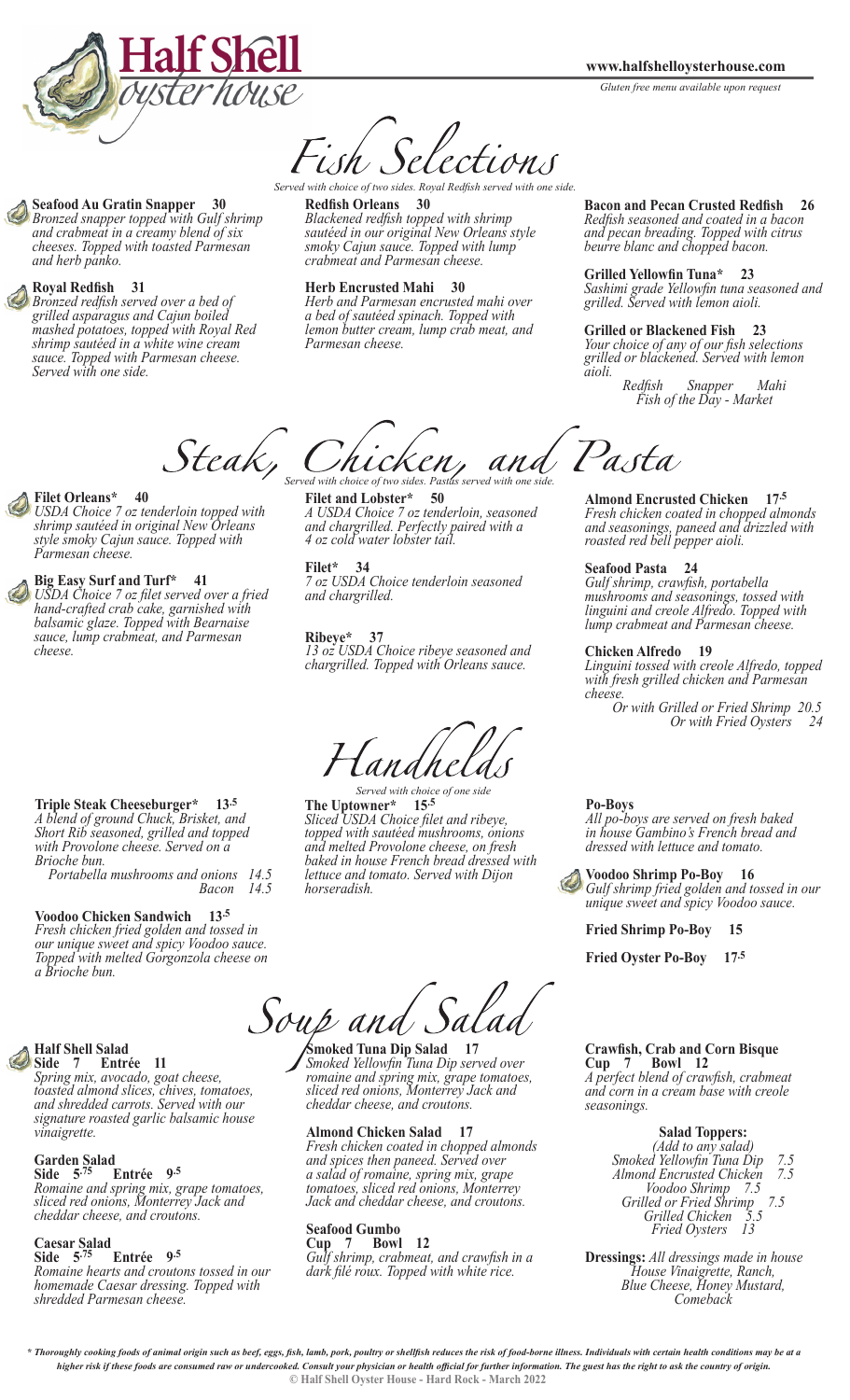# Half Shell oyster house

**www.halfshelloysterhouse.com**

*Gluten free menu available upon request*

## Fish Selections

*Served with choice of two sides. Royal Redfish served with one side.*

**Seafood Au Gratin Snapper 30**
*Bronzed snapper topped with Gulf shrimp and crabmeat in a creamy blend of six cheeses. Topped with toasted Parmesan and herb panko.*

**Royal Redfish 31**
*Bronzed redfish served over a bed of grilled asparagus and Cajun boiled mashed potatoes, topped with Royal Red shrimp sautéed in a white wine cream sauce. Topped with Parmesan cheese. Served with one side.*

**Redfish Orleans 30**
*Blackened redfish topped with shrimp sautéed in our original New Orleans style smoky Cajun sauce. Topped with lump crabmeat and Parmesan cheese.*

**Herb Encrusted Mahi 30**
*Herb and Parmesan encrusted mahi over a bed of sautéed spinach. Topped with lemon butter cream, lump crab meat, and Parmesan cheese.*

**Bacon and Pecan Crusted Redfish 26**
*Redfish seasoned and coated in a bacon and pecan breading. Topped with citrus beurre blanc and chopped bacon.*

**Grilled Yellowfin Tuna* 23**
*Sashimi grade Yellowfin tuna seasoned and grilled. Served with lemon aioli.*

**Grilled or Blackened Fish 23**
*Your choice of any of our fish selections grilled or blackened. Served with lemon aioli.*
*Redfish Snapper Mahi*
*Fish of the Day - Market*

## Steak, Chicken, and Pasta

*Served with choice of two sides. Pastas served with one side.*

**Filet Orleans* 40**
*USDA Choice 7 oz tenderloin topped with shrimp sautéed in original New Orleans style smoky Cajun sauce. Topped with Parmesan cheese.*

**Big Easy Surf and Turf* 41**
*USDA Choice 7 oz filet served over a fried hand-crafted crab cake, garnished with balsamic glaze. Topped with Bearnaise sauce, lump crabmeat, and Parmesan cheese.*

**Filet and Lobster* 50**
*A USDA Choice 7 oz tenderloin, seasoned and chargrilled. Perfectly paired with a 4 oz cold water lobster tail.*

**Filet* 34**
*7 oz USDA Choice tenderloin seasoned and chargrilled.*

**Ribeye* 37**
*13 oz USDA Choice ribeye seasoned and chargrilled. Topped with Orleans sauce.*

**Almond Encrusted Chicken 17.5**
*Fresh chicken coated in chopped almonds and seasonings, paneed and drizzled with roasted red bell pepper aioli.*

**Seafood Pasta 24**
*Gulf shrimp, crawfish, portabella mushrooms and seasonings, tossed with linguini and creole Alfredo. Topped with lump crabmeat and Parmesan cheese.*

**Chicken Alfredo 19**
*Linguini tossed with creole Alfredo, topped with fresh grilled chicken and Parmesan cheese.*
*Or with Grilled or Fried Shrimp 20.5*
*Or with Fried Oysters 24*

## Handhelds

*Served with choice of one side*

**Triple Steak Cheeseburger* 13.5**
*A blend of ground Chuck, Brisket, and Short Rib seasoned, grilled and topped with Provolone cheese. Served on a Brioche bun.*
*Portabella mushrooms and onions 14.5*
*Bacon 14.5*

**Voodoo Chicken Sandwich 13.5**
*Fresh chicken fried golden and tossed in our unique sweet and spicy Voodoo sauce. Topped with melted Gorgonzola cheese on a Brioche bun.*

**The Uptowner* 15.5**
*Sliced USDA Choice filet and ribeye, topped with sautéed mushrooms, onions and melted Provolone cheese, on fresh baked in house French bread dressed with lettuce and tomato. Served with Dijon horseradish.*

**Po-Boys**
*All po-boys are served on fresh baked in house Gambino's French bread and dressed with lettuce and tomato.*

**Voodoo Shrimp Po-Boy 16**
*Gulf shrimp fried golden and tossed in our unique sweet and spicy Voodoo sauce.*

**Fried Shrimp Po-Boy 15**

**Fried Oyster Po-Boy 17.5**

## Soup and Salad

**Half Shell Salad**
**Side 7 Entrée 11**
*Spring mix, avocado, goat cheese, toasted almond slices, chives, tomatoes, and shredded carrots. Served with our signature roasted garlic balsamic house vinaigrette.*

**Garden Salad**
**Side 5.75 Entrée 9.5**
*Romaine and spring mix, grape tomatoes, sliced red onions, Monterrey Jack and cheddar cheese, and croutons.*

**Caesar Salad**
**Side 5.75 Entrée 9.5**
*Romaine hearts and croutons tossed in our homemade Caesar dressing. Topped with shredded Parmesan cheese.*

**Smoked Tuna Dip Salad 17**
*Smoked Yellowfin Tuna Dip served over romaine and spring mix, grape tomatoes, sliced red onions, Monterey Jack and cheddar cheese, and croutons.*

**Almond Chicken Salad 17**
*Fresh chicken coated in chopped almonds and spices then paneed. Served over a salad of romaine, spring mix, grape tomatoes, sliced red onions, Monterrey Jack and cheddar cheese, and croutons.*

**Seafood Gumbo**
**Cup 7 Bowl 12**
*Gulf shrimp, crabmeat, and crawfish in a dark filé roux. Topped with white rice.*

**Crawfish, Crab and Corn Bisque**
**Cup 7 Bowl 12**
*A perfect blend of crawfish, crabmeat and corn in a cream base with creole seasonings.*

**Salad Toppers:**
*(Add to any salad)*
*Smoked Yellowfin Tuna Dip 7.5*
*Almond Encrusted Chicken 7.5*
*Voodoo Shrimp 7.5*
*Grilled or Fried Shrimp 7.5*
*Grilled Chicken 5.5*
*Fried Oysters 13*

**Dressings:** *All dressings made in house*
*House Vinaigrette, Ranch, Blue Cheese, Honey Mustard, Comeback*

*\* Thoroughly cooking foods of animal origin such as beef, eggs, fish, lamb, pork, poultry or shellfish reduces the risk of food-borne illness. Individuals with certain health conditions may be at a higher risk if these foods are consumed raw or undercooked. Consult your physician or health official for further information. The guest has the right to ask the country of origin.*

© Half Shell Oyster House - Hard Rock - March 2022